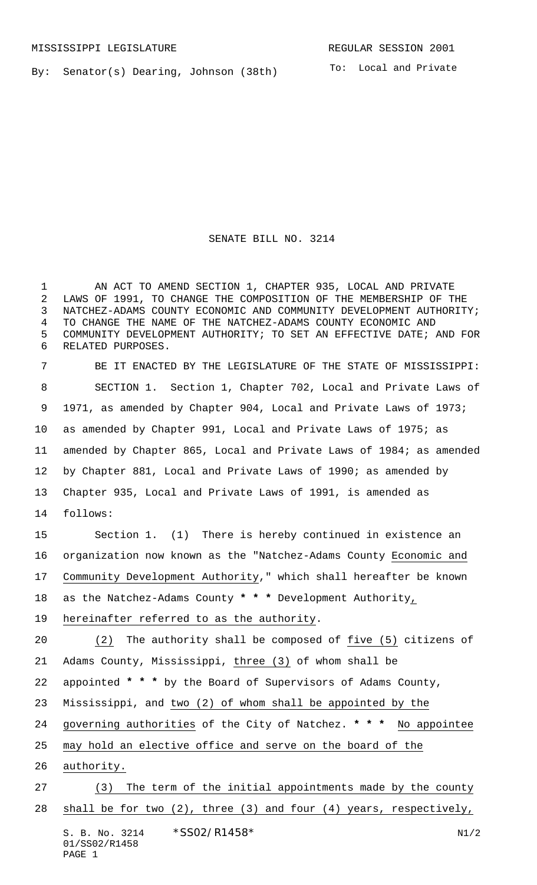MISSISSIPPI LEGISLATURE REGULAR SESSION 2001

By: Senator(s) Dearing, Johnson (38th)

To: Local and Private

SENATE BILL NO. 3214

AN ACT TO AMEND SECTION 1, CHAPTER 935, LOCAL AND PRIVATE LAWS OF 1991, TO CHANGE THE COMPOSITION OF THE MEMBERSHIP OF THE NATCHEZ-ADAMS COUNTY ECONOMIC AND COMMUNITY DEVELOPMENT AUTHORITY; TO CHANGE THE NAME OF THE NATCHEZ-ADAMS COUNTY ECONOMIC AND COMMUNITY DEVELOPMENT AUTHORITY; TO SET AN EFFECTIVE DATE; AND FOR RELATED PURPOSES.

BE IT ENACTED BY THE LEGISLATURE OF THE STATE OF MISSISSIPPI:

SECTION 1. Section 1, Chapter 702, Local and Private Laws of 1971, as amended by Chapter 904, Local and Private Laws of 1973; as amended by Chapter 991, Local and Private Laws of 1975; as amended by Chapter 865, Local and Private Laws of 1984; as amended by Chapter 881, Local and Private Laws of 1990; as amended by Chapter 935, Local and Private Laws of 1991, is amended as follows:

Section 1. (1) There is hereby continued in existence an organization now known as the "Natchez-Adams County Economic and Community Development Authority," which shall hereafter be known as the Natchez-Adams County * * * Development Authority, hereinafter referred to as the authority.

(2) The authority shall be composed of five (5) citizens of Adams County, Mississippi, three (3) of whom shall be appointed * * * by the Board of Supervisors of Adams County, Mississippi, and two (2) of whom shall be appointed by the governing authorities of the City of Natchez. * * * No appointee may hold an elective office and serve on the board of the authority.

(3) The term of the initial appointments made by the county shall be for two (2), three (3) and four (4) years, respectively,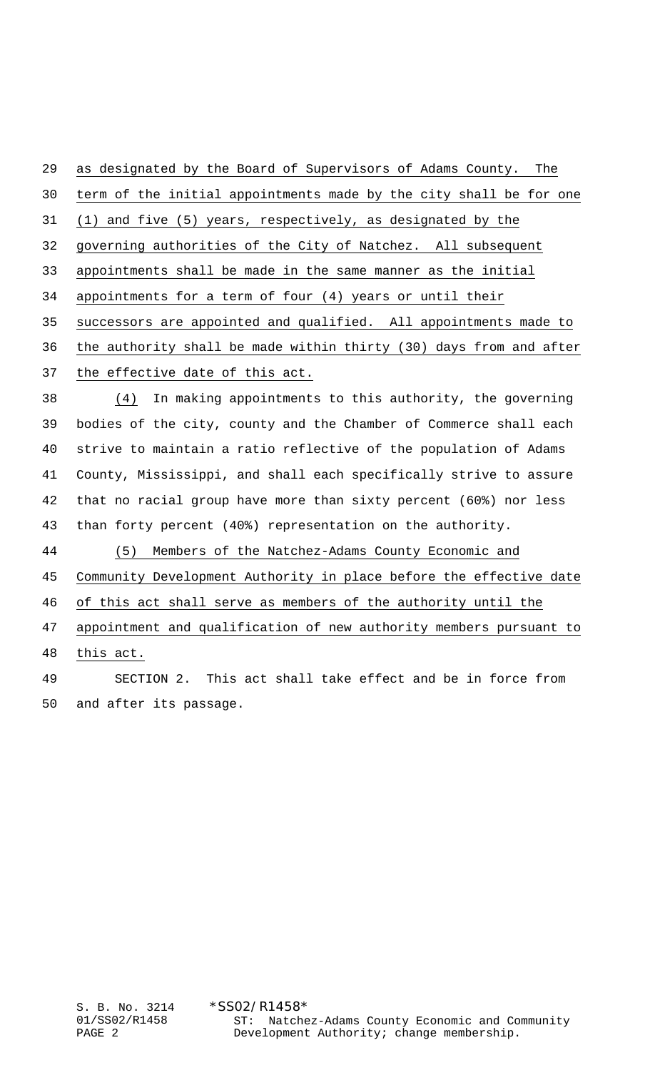as designated by the Board of Supervisors of Adams County. The term of the initial appointments made by the city shall be for one (1) and five (5) years, respectively, as designated by the governing authorities of the City of Natchez. All subsequent appointments shall be made in the same manner as the initial appointments for a term of four (4) years or until their successors are appointed and qualified. All appointments made to the authority shall be made within thirty (30) days from and after the effective date of this act.

(4) In making appointments to this authority, the governing bodies of the city, county and the Chamber of Commerce shall each strive to maintain a ratio reflective of the population of Adams County, Mississippi, and shall each specifically strive to assure that no racial group have more than sixty percent (60%) nor less than forty percent (40%) representation on the authority.

(5) Members of the Natchez-Adams County Economic and Community Development Authority in place before the effective date of this act shall serve as members of the authority until the appointment and qualification of new authority members pursuant to this act.

SECTION 2. This act shall take effect and be in force from and after its passage.